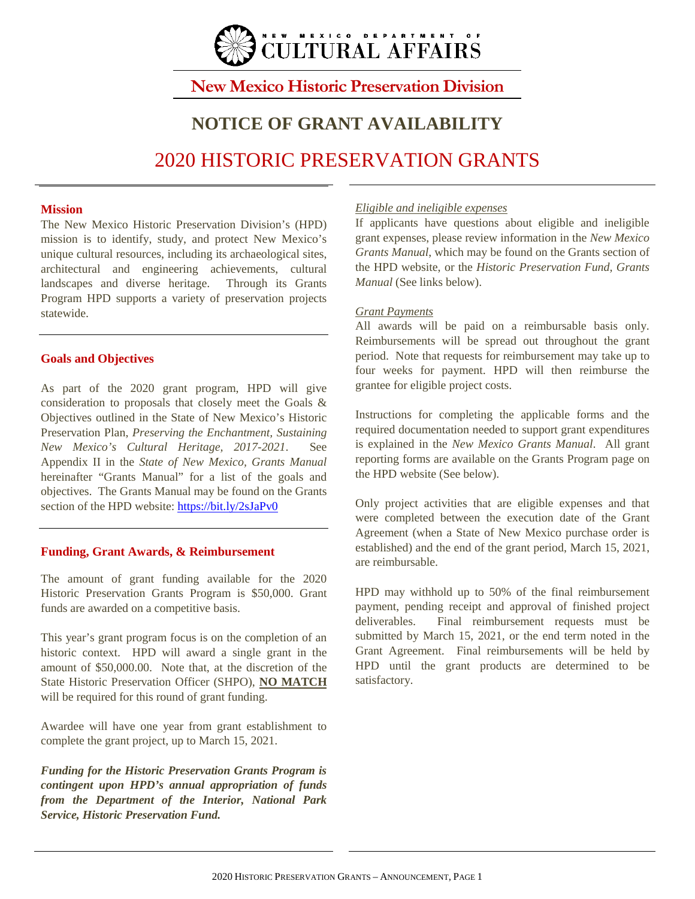NEW MEXICO DEPARTMENT OF CULTURAL AFFAIRS

**New Mexico Historic Preservation Division**

# NOTICE OF GRANT AVAILABILITY

# 2020 HISTORIC PRESERVATION GRANTS

## Mission

The New Mexico Historic Preservation Division's (HPD) mission is to identify, study, and protect New Mexico's unique cultural resources, including its archaeological sites, architectural and engineering achievements, cultural landscapes and diverse heritage. Through its Grants Program HPD supports a variety of preservation projects statewide.

## Goals and Objectives

As part of the 2020 grant program, HPD will give consideration to proposals that closely meet the Goals & Objectives outlined in the State of New Mexico's Historic Preservation Plan, *Preserving the Enchantment, Sustaining New Mexico's Cultural Heritage, 2017-2021*. See Appendix II in the *State of New Mexico, Grants Manual* hereinafter "Grants Manual" for a list of the goals and objectives. The Grants Manual may be found on the Grants section of the HPD website: https://bit.ly/2sJaPv0

## Funding, Grant Awards, & Reimbursement

The amount of grant funding available for the 2020 Historic Preservation Grants Program is $50,000. Grant funds are awarded on a competitive basis.

This year's grant program focus is on the completion of an historic context. HPD will award a single grant in the amount of $50,000.00. Note that, at the discretion of the State Historic Preservation Officer (SHPO), **NO MATCH** will be required for this round of grant funding.

Awardee will have one year from grant establishment to complete the grant project, up to March 15, 2021.

***Funding for the Historic Preservation Grants Program is contingent upon HPD's annual appropriation of funds from the Department of the Interior, National Park Service, Historic Preservation Fund.***

*Eligible and ineligible expenses*

If applicants have questions about eligible and ineligible grant expenses, please review information in the *New Mexico Grants Manual*, which may be found on the Grants section of the HPD website, or the *Historic Preservation Fund, Grants Manual* (See links below).

*Grant Payments*

All awards will be paid on a reimbursable basis only. Reimbursements will be spread out throughout the grant period. Note that requests for reimbursement may take up to four weeks for payment. HPD will then reimburse the grantee for eligible project costs.

Instructions for completing the applicable forms and the required documentation needed to support grant expenditures is explained in the *New Mexico Grants Manual*. All grant reporting forms are available on the Grants Program page on the HPD website (See below).

Only project activities that are eligible expenses and that were completed between the execution date of the Grant Agreement (when a State of New Mexico purchase order is established) and the end of the grant period, March 15, 2021, are reimbursable.

HPD may withhold up to 50% of the final reimbursement payment, pending receipt and approval of finished project deliverables. Final reimbursement requests must be submitted by March 15, 2021, or the end term noted in the Grant Agreement. Final reimbursements will be held by HPD until the grant products are determined to be satisfactory.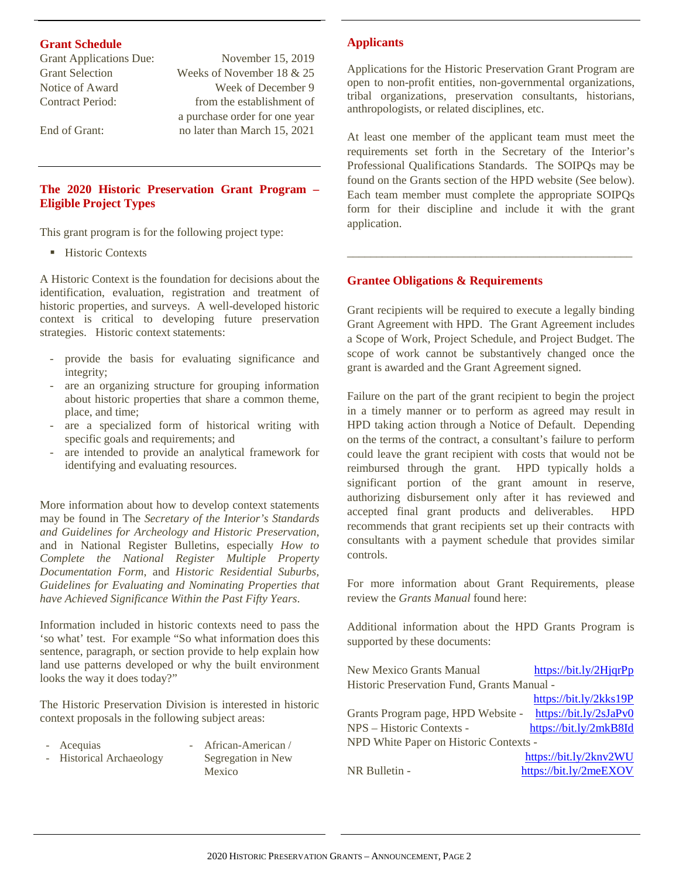## Grant Schedule

| | |
|---|---|
| Grant Applications Due: | November 15, 2019 |
| Grant Selection | Weeks of November 18 & 25 |
| Notice of Award | Week of December 9 |
| Contract Period: | from the establishment of a purchase order for one year |
| End of Grant: | no later than March 15, 2021 |

## The 2020 Historic Preservation Grant Program – Eligible Project Types

This grant program is for the following project type:

- Historic Contexts

A Historic Context is the foundation for decisions about the identification, evaluation, registration and treatment of historic properties, and surveys. A well-developed historic context is critical to developing future preservation strategies. Historic context statements:

- provide the basis for evaluating significance and integrity;
- are an organizing structure for grouping information about historic properties that share a common theme, place, and time;
- are a specialized form of historical writing with specific goals and requirements; and
- are intended to provide an analytical framework for identifying and evaluating resources.

More information about how to develop context statements may be found in The *Secretary of the Interior's Standards and Guidelines for Archeology and Historic Preservation*, and in National Register Bulletins, especially *How to Complete the National Register Multiple Property Documentation Form*, and *Historic Residential Suburbs, Guidelines for Evaluating and Nominating Properties that have Achieved Significance Within the Past Fifty Years*.

Information included in historic contexts need to pass the 'so what' test. For example "So what information does this sentence, paragraph, or section provide to help explain how land use patterns developed or why the built environment looks the way it does today?"

The Historic Preservation Division is interested in historic context proposals in the following subject areas:

- Acequias
- Historical Archaeology
- African-American / Segregation in New Mexico

## Applicants

Applications for the Historic Preservation Grant Program are open to non-profit entities, non-governmental organizations, tribal organizations, preservation consultants, historians, anthropologists, or related disciplines, etc.

At least one member of the applicant team must meet the requirements set forth in the Secretary of the Interior's Professional Qualifications Standards. The SOIPQs may be found on the Grants section of the HPD website (See below). Each team member must complete the appropriate SOIPQs form for their discipline and include it with the grant application.

## Grantee Obligations & Requirements

Grant recipients will be required to execute a legally binding Grant Agreement with HPD. The Grant Agreement includes a Scope of Work, Project Schedule, and Project Budget. The scope of work cannot be substantively changed once the grant is awarded and the Grant Agreement signed.

Failure on the part of the grant recipient to begin the project in a timely manner or to perform as agreed may result in HPD taking action through a Notice of Default. Depending on the terms of the contract, a consultant's failure to perform could leave the grant recipient with costs that would not be reimbursed through the grant. HPD typically holds a significant portion of the grant amount in reserve, authorizing disbursement only after it has reviewed and accepted final grant products and deliverables. HPD recommends that grant recipients set up their contracts with consultants with a payment schedule that provides similar controls.

For more information about Grant Requirements, please review the *Grants Manual* found here:

Additional information about the HPD Grants Program is supported by these documents:

| | |
|---|---|
| New Mexico Grants Manual | https://bit.ly/2HjqrPp |
| Historic Preservation Fund, Grants Manual - | https://bit.ly/2kks19P |
| Grants Program page, HPD Website - | https://bit.ly/2sJaPv0 |
| NPS – Historic Contexts - | https://bit.ly/2mkB8Id |
| NPD White Paper on Historic Contexts - | https://bit.ly/2knv2WU |
| NR Bulletin - | https://bit.ly/2meEXOV |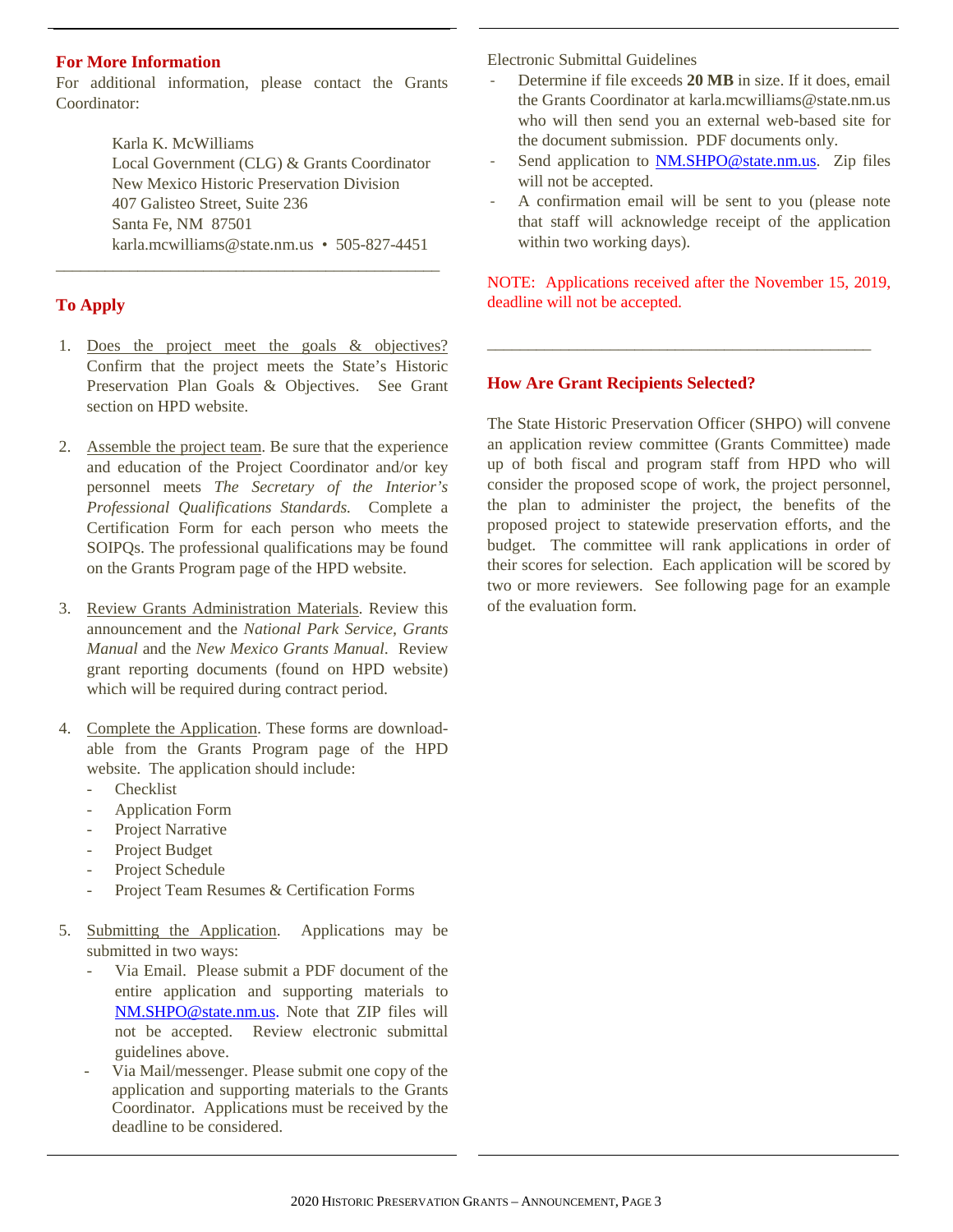## For More Information

For additional information, please contact the Grants Coordinator:

Karla K. McWilliams
Local Government (CLG) & Grants Coordinator
New Mexico Historic Preservation Division
407 Galisteo Street, Suite 236
Santa Fe, NM 87501
karla.mcwilliams@state.nm.us • 505-827-4451

---

## To Apply

1. Does the project meet the goals & objectives? Confirm that the project meets the State's Historic Preservation Plan Goals & Objectives. See Grant section on HPD website.

2. Assemble the project team. Be sure that the experience and education of the Project Coordinator and/or key personnel meets *The Secretary of the Interior's Professional Qualifications Standards.* Complete a Certification Form for each person who meets the SOIPQs. The professional qualifications may be found on the Grants Program page of the HPD website.

3. Review Grants Administration Materials. Review this announcement and the *National Park Service, Grants Manual* and the *New Mexico Grants Manual*. Review grant reporting documents (found on HPD website) which will be required during contract period.

4. Complete the Application. These forms are downloadable from the Grants Program page of the HPD website. The application should include:
   - Checklist
   - Application Form
   - Project Narrative
   - Project Budget
   - Project Schedule
   - Project Team Resumes & Certification Forms

5. Submitting the Application. Applications may be submitted in two ways:
   - Via Email. Please submit a PDF document of the entire application and supporting materials to NM.SHPO@state.nm.us. Note that ZIP files will not be accepted. Review electronic submittal guidelines above.
   - Via Mail/messenger. Please submit one copy of the application and supporting materials to the Grants Coordinator. Applications must be received by the deadline to be considered.

Electronic Submittal Guidelines

- Determine if file exceeds **20 MB** in size. If it does, email the Grants Coordinator at karla.mcwilliams@state.nm.us who will then send you an external web-based site for the document submission. PDF documents only.
- Send application to NM.SHPO@state.nm.us. Zip files will not be accepted.
- A confirmation email will be sent to you (please note that staff will acknowledge receipt of the application within two working days).

NOTE: Applications received after the November 15, 2019, deadline will not be accepted.

---

## How Are Grant Recipients Selected?

The State Historic Preservation Officer (SHPO) will convene an application review committee (Grants Committee) made up of both fiscal and program staff from HPD who will consider the proposed scope of work, the project personnel, the plan to administer the project, the benefits of the proposed project to statewide preservation efforts, and the budget. The committee will rank applications in order of their scores for selection. Each application will be scored by two or more reviewers. See following page for an example of the evaluation form.